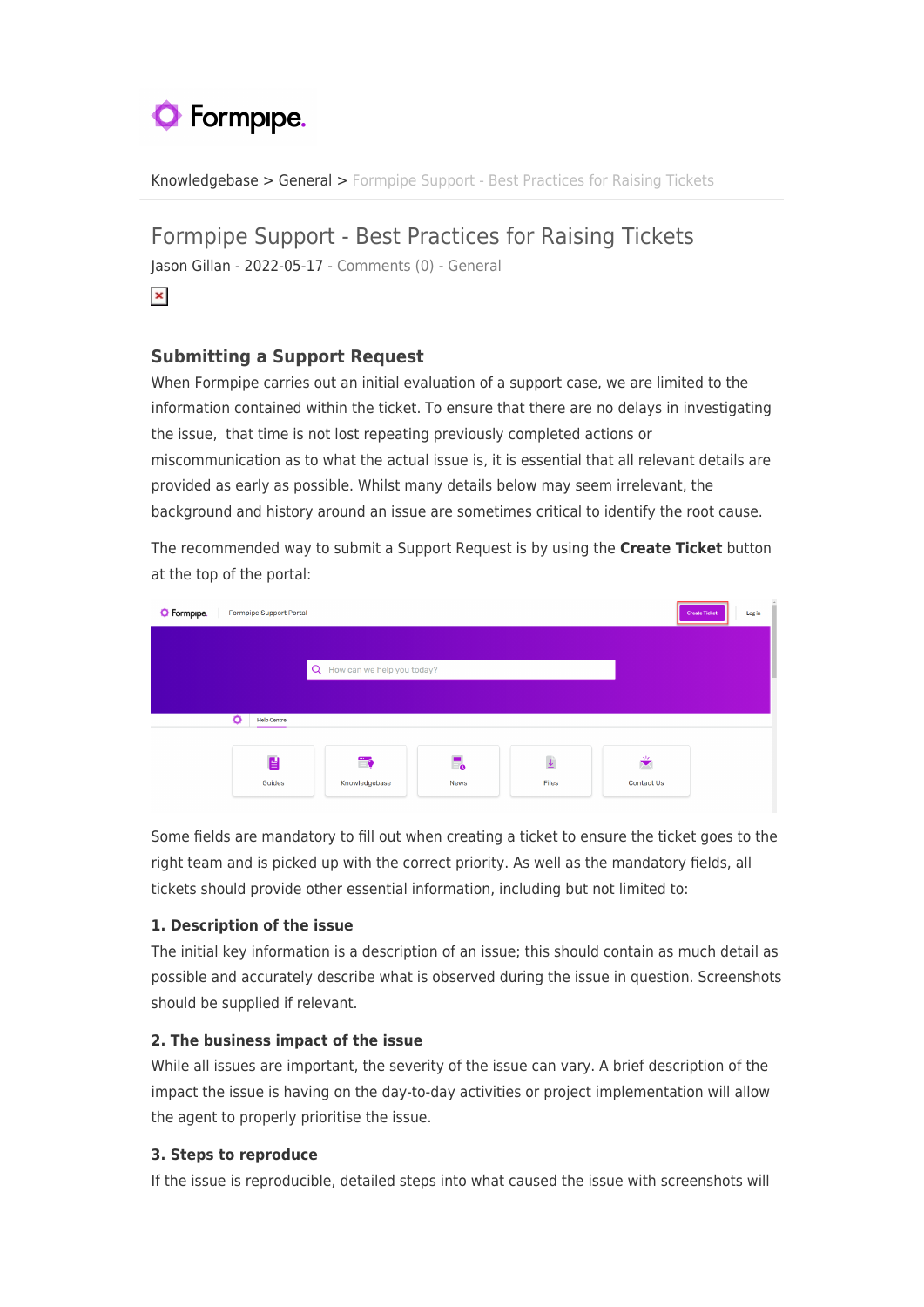Knowledgebase > General > Formpipe Support - Best Practices for Raising Tickets

# Formpipe Support - Best Practices for Raising Tickets

Jason Gillan - 2022-05-17 - Comments (0) - General

## Submitting a Support Request

When Formpipe carries out an initial evaluation of a support case, we are limited to the information contained within the ticket. To ensure that there are no delays in investigating the issue, that time is not lost repeating previously completed actions or miscommunication as to what the actual issue is, it is essential that all relevant details are provided as early as possible. Whilst many details below may seem irrelevant, the background and history around an issue are sometimes critical to identify the root cause.

The recommended way to submit a Support Request is by using the **Create Ticket** button at the top of the portal:

Some fields are mandatory to fill out when creating a ticket to ensure the ticket goes to the right team and is picked up with the correct priority. As well as the mandatory fields, all tickets should provide other essential information, including but not limited to:

### 1. Description of the issue

The initial key information is a description of an issue; this should contain as much detail as possible and accurately describe what is observed during the issue in question. Screenshots should be supplied if relevant.

### 2. The business impact of the issue

While all issues are important, the severity of the issue can vary. A brief description of the impact the issue is having on the day-to-day activities or project implementation will allow the agent to properly prioritise the issue.

### 3. Steps to reproduce

If the issue is reproducible, detailed steps into what caused the issue with screenshots will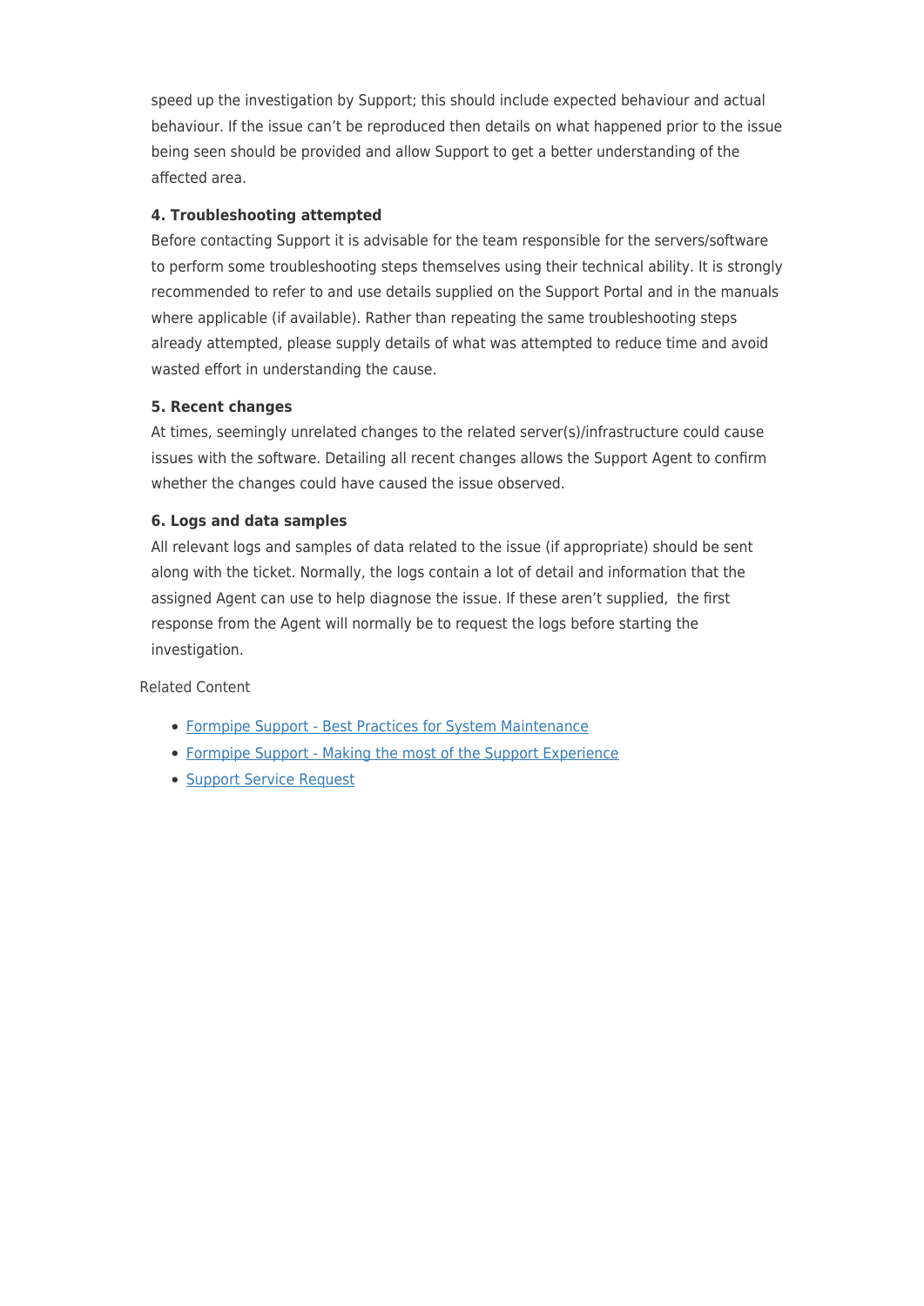speed up the investigation by Support; this should include expected behaviour and actual behaviour. If the issue can't be reproduced then details on what happened prior to the issue being seen should be provided and allow Support to get a better understanding of the affected area.

**4. Troubleshooting attempted**

Before contacting Support it is advisable for the team responsible for the servers/software to perform some troubleshooting steps themselves using their technical ability. It is strongly recommended to refer to and use details supplied on the Support Portal and in the manuals where applicable (if available). Rather than repeating the same troubleshooting steps already attempted, please supply details of what was attempted to reduce time and avoid wasted effort in understanding the cause.

**5. Recent changes**

At times, seemingly unrelated changes to the related server(s)/infrastructure could cause issues with the software. Detailing all recent changes allows the Support Agent to confirm whether the changes could have caused the issue observed.

**6. Logs and data samples**

All relevant logs and samples of data related to the issue (if appropriate) should be sent along with the ticket. Normally, the logs contain a lot of detail and information that the assigned Agent can use to help diagnose the issue. If these aren't supplied, the first response from the Agent will normally be to request the logs before starting the investigation.

Related Content

- Formpipe Support - Best Practices for System Maintenance
- Formpipe Support - Making the most of the Support Experience
- Support Service Request